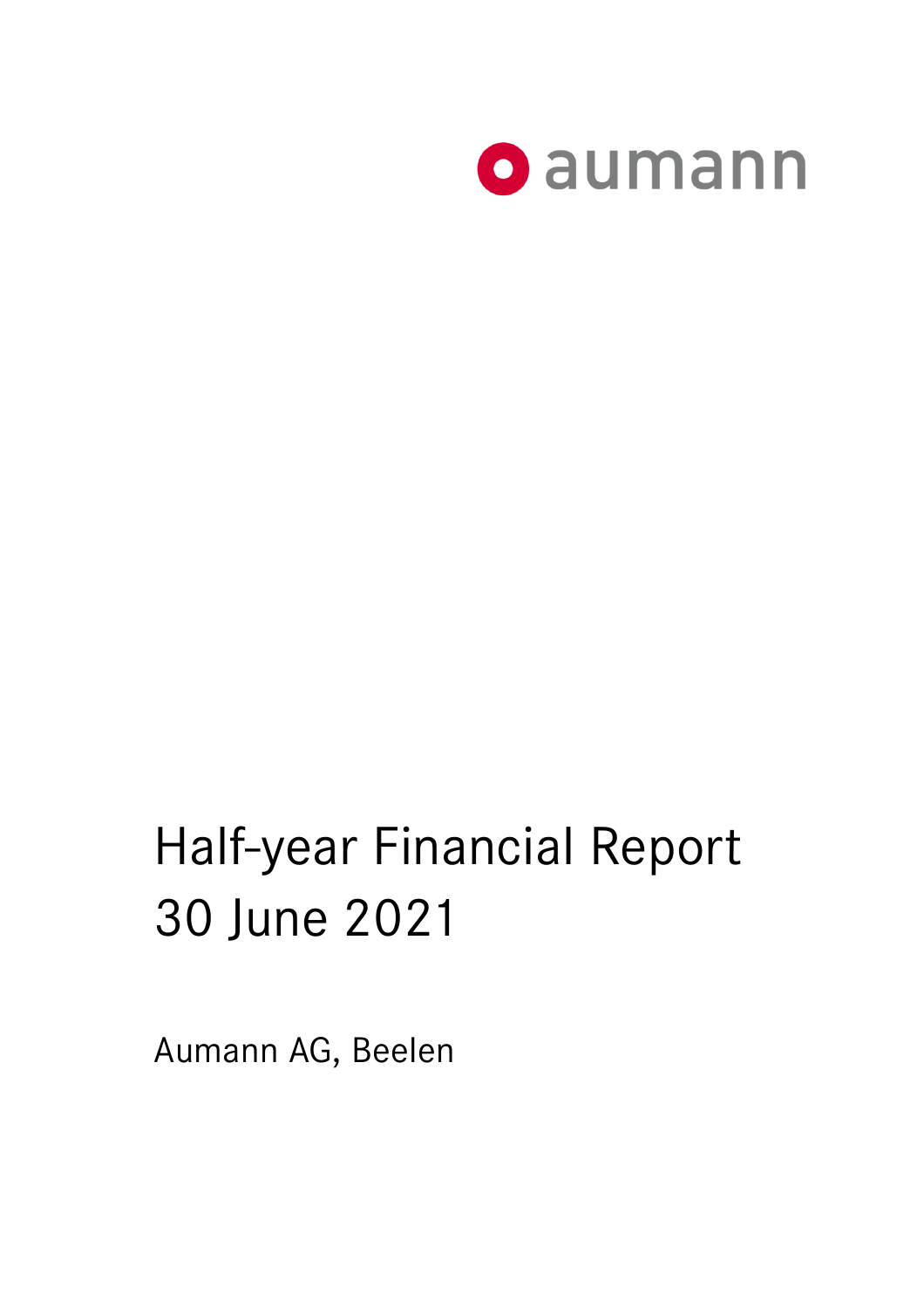aumann

# Half-year Financial Report 30 June 2021

Aumann AG, Beelen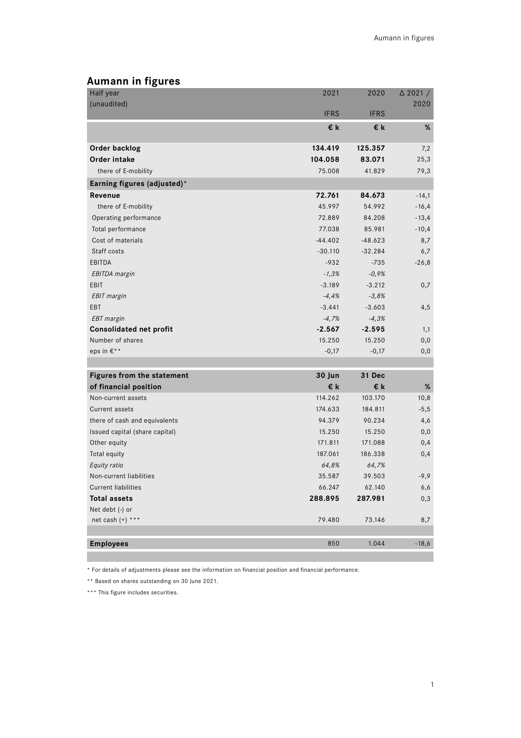# Aumann in figures

| Half year (unaudited) | 2021 IFRS | 2020 IFRS | Δ 2021 / 2020 |
|---|---|---|---|
| | **€ k** | **€ k** | **%** |
| **Order backlog** | **134.419** | **125.357** | 7,2 |
| **Order intake** | **104.058** | **83.071** | 25,3 |
| there of E-mobility | 75.008 | 41.829 | 79,3 |
| **Earning figures (adjusted)*** | | | |
| **Revenue** | **72.761** | **84.673** | -14,1 |
| there of E-mobility | 45.997 | 54.992 | -16,4 |
| Operating performance | 72.889 | 84.208 | -13,4 |
| Total performance | 77.038 | 85.981 | -10,4 |
| Cost of materials | -44.402 | -48.623 | 8,7 |
| Staff costs | -30.110 | -32.284 | 6,7 |
| EBITDA | -932 | -735 | -26,8 |
| *EBITDA margin* | *-1,3%* | *-0,9%* | |
| EBIT | -3.189 | -3.212 | 0,7 |
| *EBIT margin* | *-4,4%* | *-3,8%* | |
| EBT | -3.441 | -3.603 | 4,5 |
| *EBT margin* | *-4,7%* | *-4,3%* | |
| **Consolidated net profit** | **-2.567** | **-2.595** | 1,1 |
| Number of shares | 15.250 | 15.250 | 0,0 |
| eps in €** | -0,17 | -0,17 | 0,0 |

| Figures from the statement of financial position | 30 Jun € k | 31 Dec € k | % |
|---|---|---|---|
| Non-current assets | 114.262 | 103.170 | 10,8 |
| Current assets | 174.633 | 184.811 | -5,5 |
| there of cash and equivalents | 94.379 | 90.234 | 4,6 |
| Issued capital (share capital) | 15.250 | 15.250 | 0,0 |
| Other equity | 171.811 | 171.088 | 0,4 |
| Total equity | 187.061 | 186.338 | 0,4 |
| *Equity ratio* | *64,8%* | *64,7%* | |
| Non-current liabilities | 35.587 | 39.503 | -9,9 |
| Current liabilities | 66.247 | 62.140 | 6,6 |
| **Total assets** | **288.895** | **287.981** | 0,3 |
| Net debt (-) or net cash (+) *** | 79.480 | 73.146 | 8,7 |

| | | | |
|---|---|---|---|
| **Employees** | 850 | 1.044 | -18,6 |

* For details of adjustments please see the information on financial position and financial performance.

** Based on shares outstanding on 30 June 2021.

*** This figure includes securities.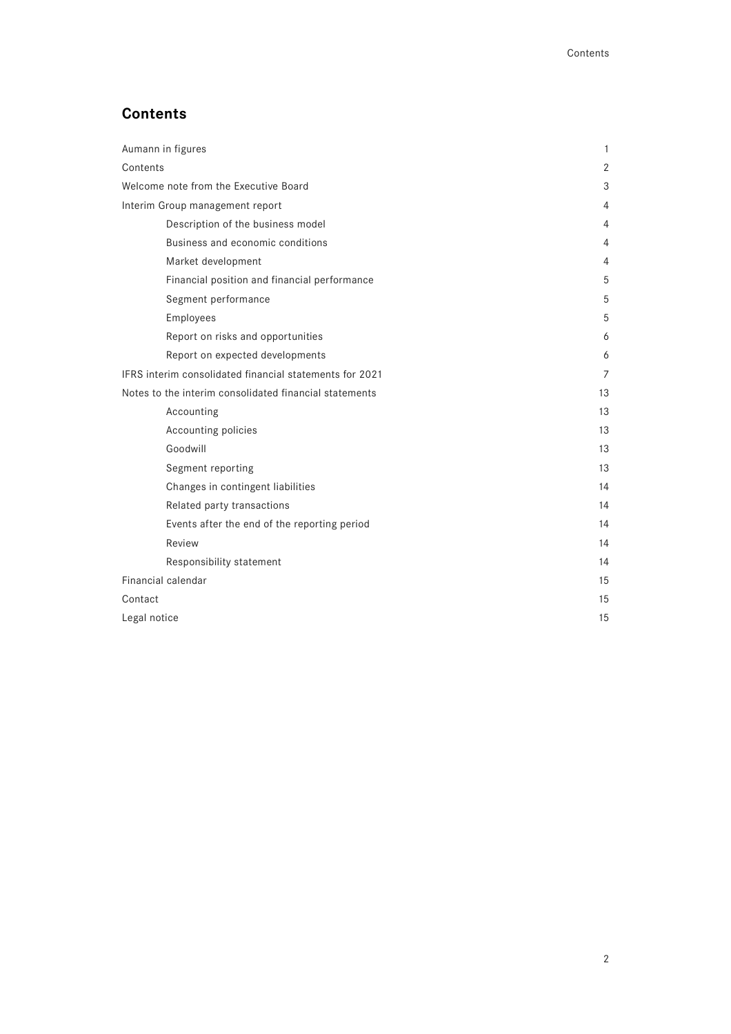# Contents

| | |
|---|---|
| Aumann in figures | 1 |
| Contents | 2 |
| Welcome note from the Executive Board | 3 |
| Interim Group management report | 4 |
| Description of the business model | 4 |
| Business and economic conditions | 4 |
| Market development | 4 |
| Financial position and financial performance | 5 |
| Segment performance | 5 |
| Employees | 5 |
| Report on risks and opportunities | 6 |
| Report on expected developments | 6 |
| IFRS interim consolidated financial statements for 2021 | 7 |
| Notes to the interim consolidated financial statements | 13 |
| Accounting | 13 |
| Accounting policies | 13 |
| Goodwill | 13 |
| Segment reporting | 13 |
| Changes in contingent liabilities | 14 |
| Related party transactions | 14 |
| Events after the end of the reporting period | 14 |
| Review | 14 |
| Responsibility statement | 14 |
| Financial calendar | 15 |
| Contact | 15 |
| Legal notice | 15 |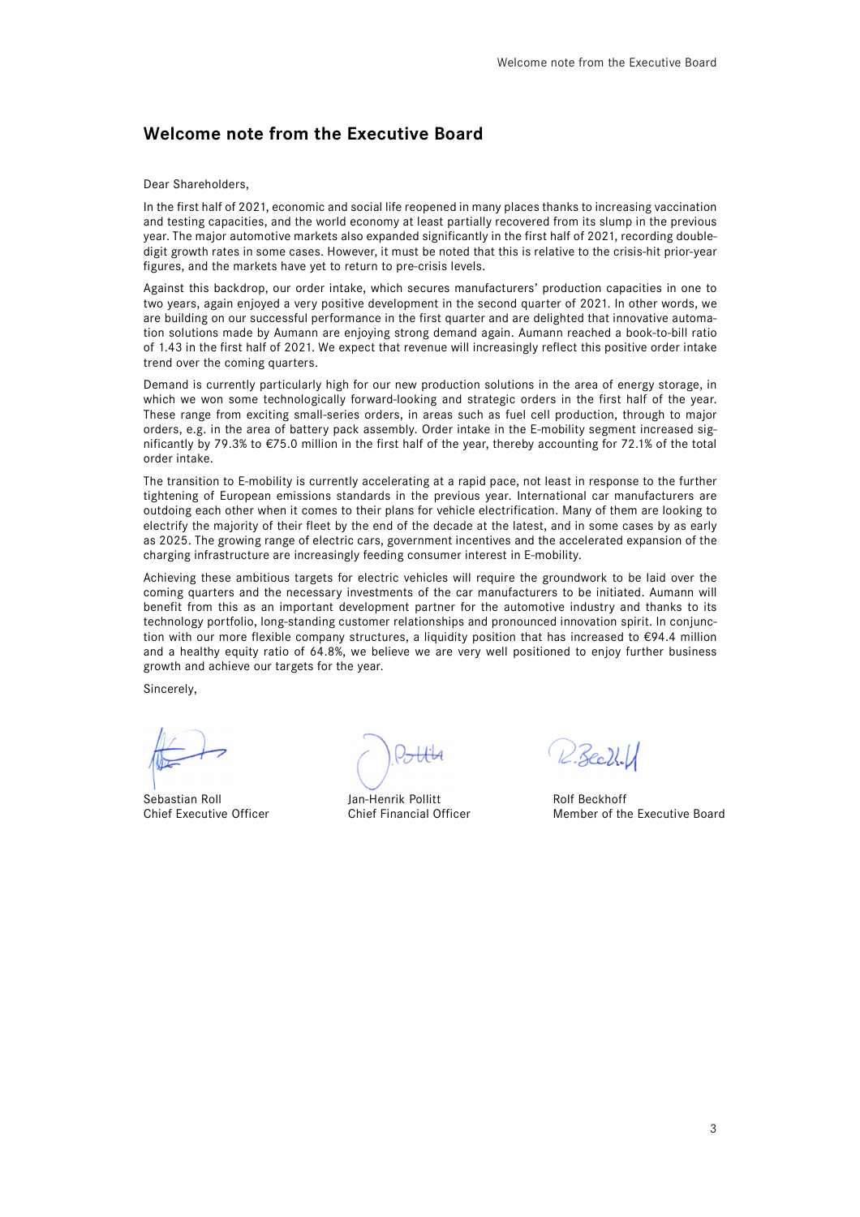## Welcome note from the Executive Board

Dear Shareholders,

In the first half of 2021, economic and social life reopened in many places thanks to increasing vaccination and testing capacities, and the world economy at least partially recovered from its slump in the previous year. The major automotive markets also expanded significantly in the first half of 2021, recording double-digit growth rates in some cases. However, it must be noted that this is relative to the crisis-hit prior-year figures, and the markets have yet to return to pre-crisis levels.

Against this backdrop, our order intake, which secures manufacturers' production capacities in one to two years, again enjoyed a very positive development in the second quarter of 2021. In other words, we are building on our successful performance in the first quarter and are delighted that innovative automation solutions made by Aumann are enjoying strong demand again. Aumann reached a book-to-bill ratio of 1.43 in the first half of 2021. We expect that revenue will increasingly reflect this positive order intake trend over the coming quarters.

Demand is currently particularly high for our new production solutions in the area of energy storage, in which we won some technologically forward-looking and strategic orders in the first half of the year. These range from exciting small-series orders, in areas such as fuel cell production, through to major orders, e.g. in the area of battery pack assembly. Order intake in the E-mobility segment increased significantly by 79.3% to €75.0 million in the first half of the year, thereby accounting for 72.1% of the total order intake.

The transition to E-mobility is currently accelerating at a rapid pace, not least in response to the further tightening of European emissions standards in the previous year. International car manufacturers are outdoing each other when it comes to their plans for vehicle electrification. Many of them are looking to electrify the majority of their fleet by the end of the decade at the latest, and in some cases by as early as 2025. The growing range of electric cars, government incentives and the accelerated expansion of the charging infrastructure are increasingly feeding consumer interest in E-mobility.

Achieving these ambitious targets for electric vehicles will require the groundwork to be laid over the coming quarters and the necessary investments of the car manufacturers to be initiated. Aumann will benefit from this as an important development partner for the automotive industry and thanks to its technology portfolio, long-standing customer relationships and pronounced innovation spirit. In conjunction with our more flexible company structures, a liquidity position that has increased to €94.4 million and a healthy equity ratio of 64.8%, we believe we are very well positioned to enjoy further business growth and achieve our targets for the year.

Sincerely,

| Sebastian Roll | Jan-Henrik Pollitt | Rolf Beckhoff |
|---|---|---|
| Chief Executive Officer | Chief Financial Officer | Member of the Executive Board |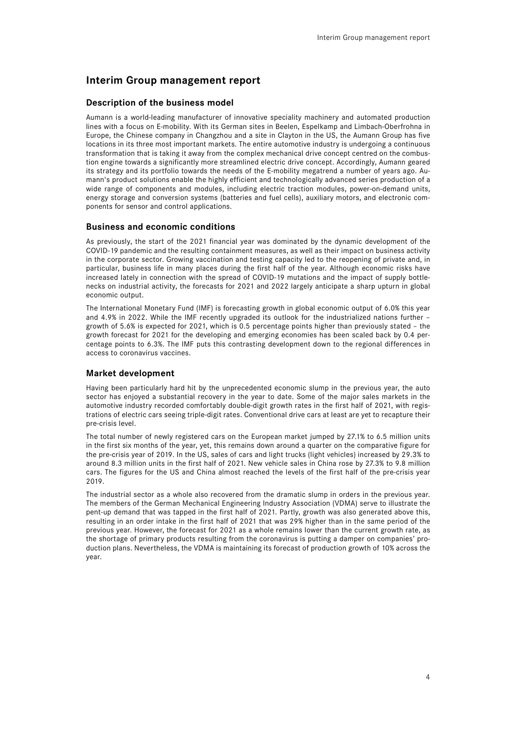# Interim Group management report

## Description of the business model

Aumann is a world-leading manufacturer of innovative speciality machinery and automated production lines with a focus on E-mobility. With its German sites in Beelen, Espelkamp and Limbach-Oberfrohna in Europe, the Chinese company in Changzhou and a site in Clayton in the US, the Aumann Group has five locations in its three most important markets. The entire automotive industry is undergoing a continuous transformation that is taking it away from the complex mechanical drive concept centred on the combustion engine towards a significantly more streamlined electric drive concept. Accordingly, Aumann geared its strategy and its portfolio towards the needs of the E-mobility megatrend a number of years ago. Aumann's product solutions enable the highly efficient and technologically advanced series production of a wide range of components and modules, including electric traction modules, power-on-demand units, energy storage and conversion systems (batteries and fuel cells), auxiliary motors, and electronic components for sensor and control applications.

## Business and economic conditions

As previously, the start of the 2021 financial year was dominated by the dynamic development of the COVID-19 pandemic and the resulting containment measures, as well as their impact on business activity in the corporate sector. Growing vaccination and testing capacity led to the reopening of private and, in particular, business life in many places during the first half of the year. Although economic risks have increased lately in connection with the spread of COVID-19 mutations and the impact of supply bottlenecks on industrial activity, the forecasts for 2021 and 2022 largely anticipate a sharp upturn in global economic output.

The International Monetary Fund (IMF) is forecasting growth in global economic output of 6.0% this year and 4.9% in 2022. While the IMF recently upgraded its outlook for the industrialized nations further – growth of 5.6% is expected for 2021, which is 0.5 percentage points higher than previously stated – the growth forecast for 2021 for the developing and emerging economies has been scaled back by 0.4 percentage points to 6.3%. The IMF puts this contrasting development down to the regional differences in access to coronavirus vaccines.

## Market development

Having been particularly hard hit by the unprecedented economic slump in the previous year, the auto sector has enjoyed a substantial recovery in the year to date. Some of the major sales markets in the automotive industry recorded comfortably double-digit growth rates in the first half of 2021, with registrations of electric cars seeing triple-digit rates. Conventional drive cars at least are yet to recapture their pre-crisis level.

The total number of newly registered cars on the European market jumped by 27.1% to 6.5 million units in the first six months of the year, yet, this remains down around a quarter on the comparative figure for the pre-crisis year of 2019. In the US, sales of cars and light trucks (light vehicles) increased by 29.3% to around 8.3 million units in the first half of 2021. New vehicle sales in China rose by 27.3% to 9.8 million cars. The figures for the US and China almost reached the levels of the first half of the pre-crisis year 2019.

The industrial sector as a whole also recovered from the dramatic slump in orders in the previous year. The members of the German Mechanical Engineering Industry Association (VDMA) serve to illustrate the pent-up demand that was tapped in the first half of 2021. Partly, growth was also generated above this, resulting in an order intake in the first half of 2021 that was 29% higher than in the same period of the previous year. However, the forecast for 2021 as a whole remains lower than the current growth rate, as the shortage of primary products resulting from the coronavirus is putting a damper on companies' production plans. Nevertheless, the VDMA is maintaining its forecast of production growth of 10% across the year.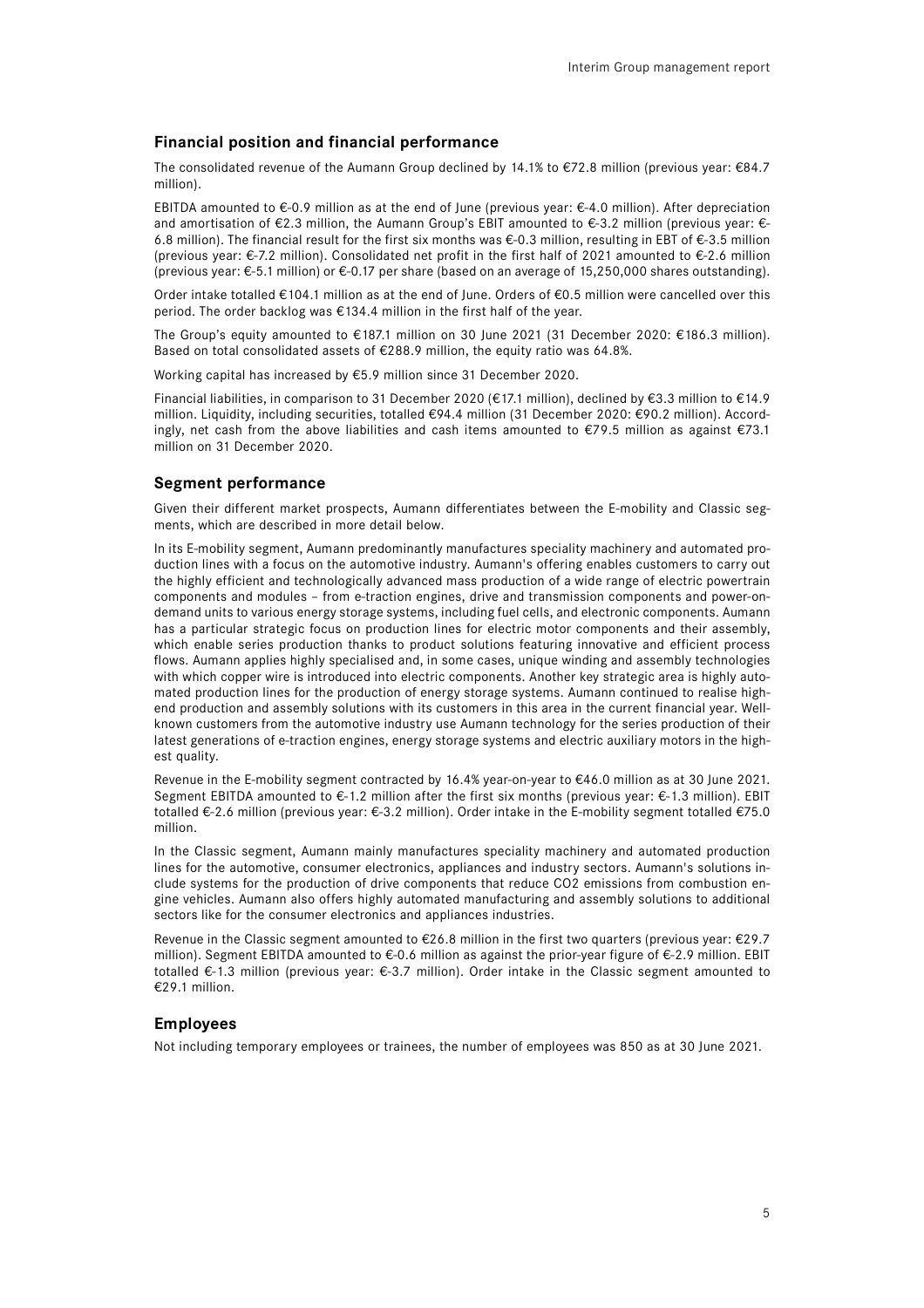## Financial position and financial performance

The consolidated revenue of the Aumann Group declined by 14.1% to €72.8 million (previous year: €84.7 million).

EBITDA amounted to €-0.9 million as at the end of June (previous year: €-4.0 million). After depreciation and amortisation of €2.3 million, the Aumann Group's EBIT amounted to €-3.2 million (previous year: €-6.8 million). The financial result for the first six months was €-0.3 million, resulting in EBT of €-3.5 million (previous year: €-7.2 million). Consolidated net profit in the first half of 2021 amounted to €-2.6 million (previous year: €-5.1 million) or €-0.17 per share (based on an average of 15,250,000 shares outstanding).

Order intake totalled €104.1 million as at the end of June. Orders of €0.5 million were cancelled over this period. The order backlog was €134.4 million in the first half of the year.

The Group's equity amounted to €187.1 million on 30 June 2021 (31 December 2020: €186.3 million). Based on total consolidated assets of €288.9 million, the equity ratio was 64.8%.

Working capital has increased by €5.9 million since 31 December 2020.

Financial liabilities, in comparison to 31 December 2020 (€17.1 million), declined by €3.3 million to €14.9 million. Liquidity, including securities, totalled €94.4 million (31 December 2020: €90.2 million). Accordingly, net cash from the above liabilities and cash items amounted to €79.5 million as against €73.1 million on 31 December 2020.

## Segment performance

Given their different market prospects, Aumann differentiates between the E-mobility and Classic segments, which are described in more detail below.

In its E-mobility segment, Aumann predominantly manufactures speciality machinery and automated production lines with a focus on the automotive industry. Aumann's offering enables customers to carry out the highly efficient and technologically advanced mass production of a wide range of electric powertrain components and modules – from e-traction engines, drive and transmission components and power-on-demand units to various energy storage systems, including fuel cells, and electronic components. Aumann has a particular strategic focus on production lines for electric motor components and their assembly, which enable series production thanks to product solutions featuring innovative and efficient process flows. Aumann applies highly specialised and, in some cases, unique winding and assembly technologies with which copper wire is introduced into electric components. Another key strategic area is highly automated production lines for the production of energy storage systems. Aumann continued to realise high-end production and assembly solutions with its customers in this area in the current financial year. Well-known customers from the automotive industry use Aumann technology for the series production of their latest generations of e-traction engines, energy storage systems and electric auxiliary motors in the highest quality.

Revenue in the E-mobility segment contracted by 16.4% year-on-year to €46.0 million as at 30 June 2021. Segment EBITDA amounted to €-1.2 million after the first six months (previous year: €-1.3 million). EBIT totalled €-2.6 million (previous year: €-3.2 million). Order intake in the E-mobility segment totalled €75.0 million.

In the Classic segment, Aumann mainly manufactures speciality machinery and automated production lines for the automotive, consumer electronics, appliances and industry sectors. Aumann's solutions include systems for the production of drive components that reduce $CO_2$ emissions from combustion engine vehicles. Aumann also offers highly automated manufacturing and assembly solutions to additional sectors like for the consumer electronics and appliances industries.

Revenue in the Classic segment amounted to €26.8 million in the first two quarters (previous year: €29.7 million). Segment EBITDA amounted to €-0.6 million as against the prior-year figure of €-2.9 million. EBIT totalled €-1.3 million (previous year: €-3.7 million). Order intake in the Classic segment amounted to €29.1 million.

## Employees

Not including temporary employees or trainees, the number of employees was 850 as at 30 June 2021.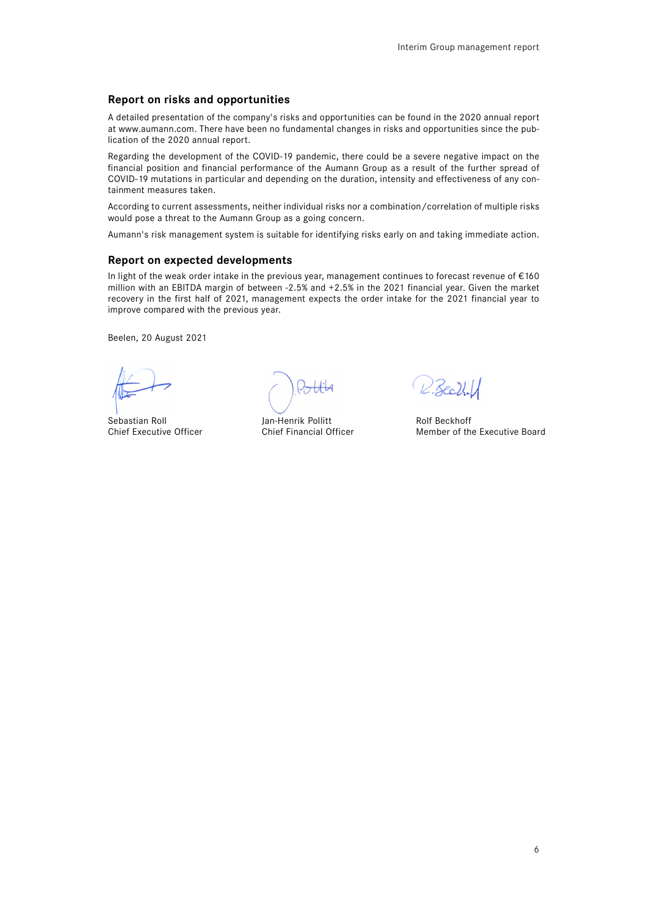## Report on risks and opportunities

A detailed presentation of the company's risks and opportunities can be found in the 2020 annual report at www.aumann.com. There have been no fundamental changes in risks and opportunities since the publication of the 2020 annual report.

Regarding the development of the COVID-19 pandemic, there could be a severe negative impact on the financial position and financial performance of the Aumann Group as a result of the further spread of COVID-19 mutations in particular and depending on the duration, intensity and effectiveness of any containment measures taken.

According to current assessments, neither individual risks nor a combination/correlation of multiple risks would pose a threat to the Aumann Group as a going concern.

Aumann's risk management system is suitable for identifying risks early on and taking immediate action.

## Report on expected developments

In light of the weak order intake in the previous year, management continues to forecast revenue of €160 million with an EBITDA margin of between -2.5% and +2.5% in the 2021 financial year. Given the market recovery in the first half of 2021, management expects the order intake for the 2021 financial year to improve compared with the previous year.

Beelen, 20 August 2021

| Sebastian Roll | Jan-Henrik Pollitt | Rolf Beckhoff |
|---|---|---|
| Chief Executive Officer | Chief Financial Officer | Member of the Executive Board |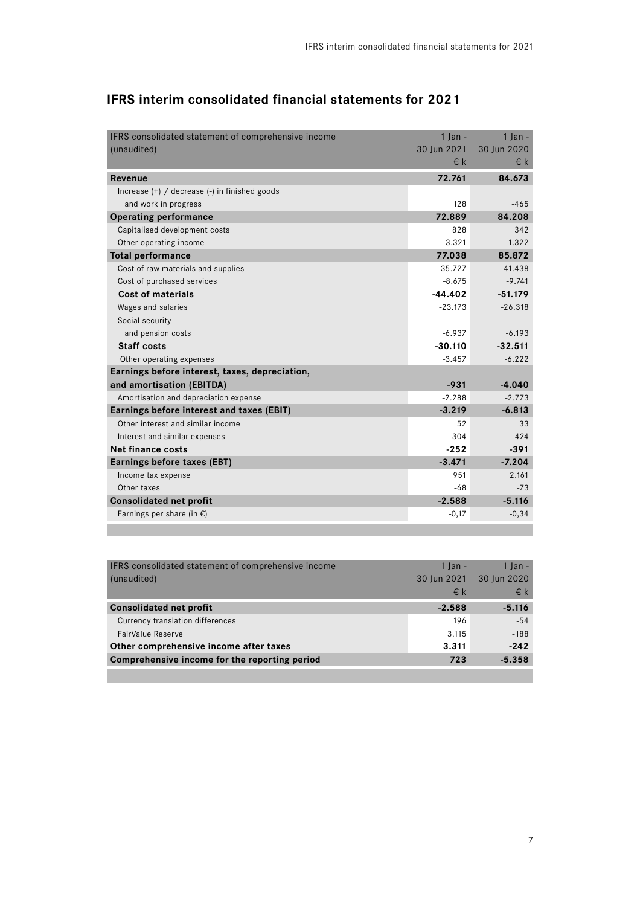# IFRS interim consolidated financial statements for 2021

| IFRS consolidated statement of comprehensive income (unaudited) | 1 Jan - 30 Jun 2021 € k | 1 Jan - 30 Jun 2020 € k |
|---|---|---|
| **Revenue** | **72.761** | **84.673** |
| Increase (+) / decrease (-) in finished goods and work in progress | 128 | -465 |
| **Operating performance** | **72.889** | **84.208** |
| Capitalised development costs | 828 | 342 |
| Other operating income | 3.321 | 1.322 |
| **Total performance** | **77.038** | **85.872** |
| Cost of raw materials and supplies | -35.727 | -41.438 |
| Cost of purchased services | -8.675 | -9.741 |
| **Cost of materials** | **-44.402** | **-51.179** |
| Wages and salaries | -23.173 | -26.318 |
| Social security and pension costs | -6.937 | -6.193 |
| **Staff costs** | **-30.110** | **-32.511** |
| Other operating expenses | -3.457 | -6.222 |
| **Earnings before interest, taxes, depreciation, and amortisation (EBITDA)** | **-931** | **-4.040** |
| Amortisation and depreciation expense | -2.288 | -2.773 |
| **Earnings before interest and taxes (EBIT)** | **-3.219** | **-6.813** |
| Other interest and similar income | 52 | 33 |
| Interest and similar expenses | -304 | -424 |
| **Net finance costs** | **-252** | **-391** |
| **Earnings before taxes (EBT)** | **-3.471** | **-7.204** |
| Income tax expense | 951 | 2.161 |
| Other taxes | -68 | -73 |
| **Consolidated net profit** | **-2.588** | **-5.116** |
| Earnings per share (in €) | -0,17 | -0,34 |

| IFRS consolidated statement of comprehensive income (unaudited) | 1 Jan - 30 Jun 2021 € k | 1 Jan - 30 Jun 2020 € k |
|---|---|---|
| **Consolidated net profit** | **-2.588** | **-5.116** |
| Currency translation differences | 196 | -54 |
| FairValue Reserve | 3.115 | -188 |
| **Other comprehensive income after taxes** | **3.311** | **-242** |
| **Comprehensive income for the reporting period** | **723** | **-5.358** |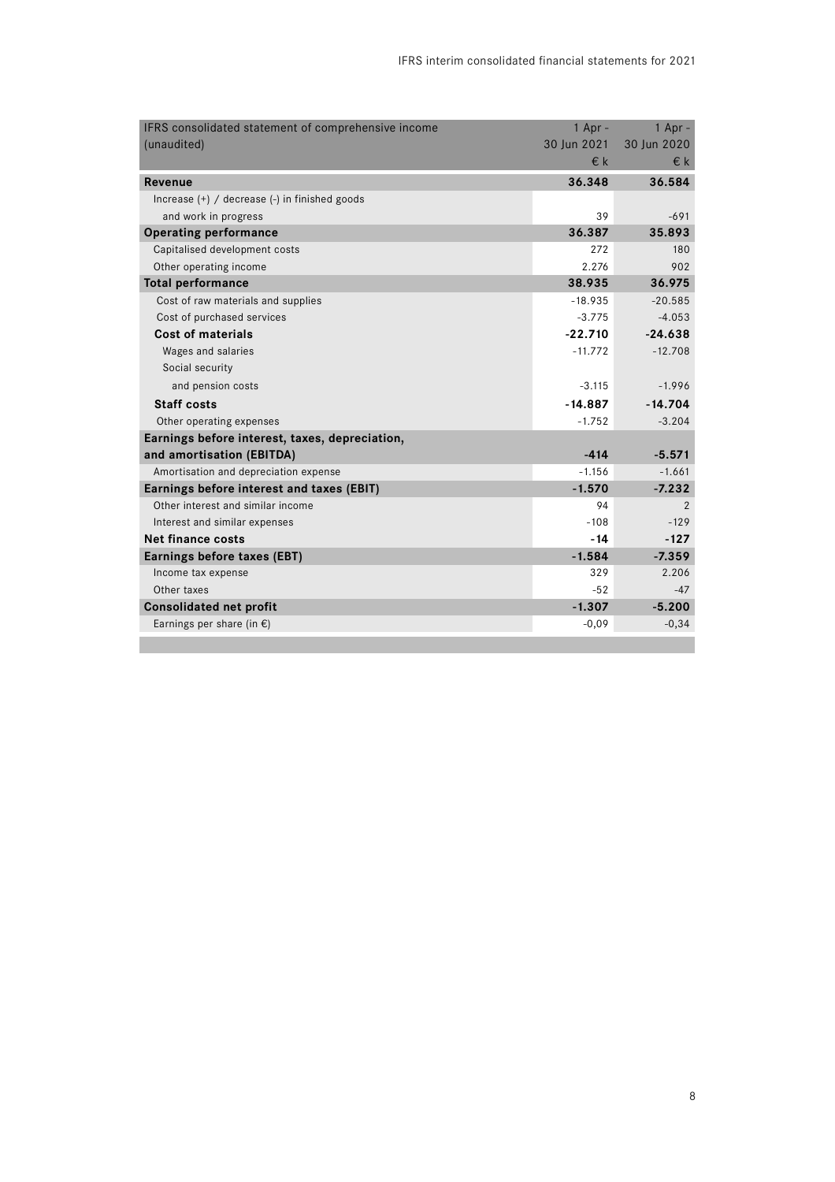| IFRS consolidated statement of comprehensive income (unaudited) | 1 Apr - 30 Jun 2021 € k | 1 Apr - 30 Jun 2020 € k |
|---|---|---|
| **Revenue** | **36.348** | **36.584** |
| Increase (+) / decrease (-) in finished goods and work in progress | 39 | -691 |
| **Operating performance** | **36.387** | **35.893** |
| Capitalised development costs | 272 | 180 |
| Other operating income | 2.276 | 902 |
| **Total performance** | **38.935** | **36.975** |
| Cost of raw materials and supplies | -18.935 | -20.585 |
| Cost of purchased services | -3.775 | -4.053 |
| **Cost of materials** | **-22.710** | **-24.638** |
| Wages and salaries | -11.772 | -12.708 |
| Social security and pension costs | -3.115 | -1.996 |
| **Staff costs** | **-14.887** | **-14.704** |
| Other operating expenses | -1.752 | -3.204 |
| **Earnings before interest, taxes, depreciation, and amortisation (EBITDA)** | **-414** | **-5.571** |
| Amortisation and depreciation expense | -1.156 | -1.661 |
| **Earnings before interest and taxes (EBIT)** | **-1.570** | **-7.232** |
| Other interest and similar income | 94 | 2 |
| Interest and similar expenses | -108 | -129 |
| **Net finance costs** | **-14** | **-127** |
| **Earnings before taxes (EBT)** | **-1.584** | **-7.359** |
| Income tax expense | 329 | 2.206 |
| Other taxes | -52 | -47 |
| **Consolidated net profit** | **-1.307** | **-5.200** |
| Earnings per share (in €) | -0,09 | -0,34 |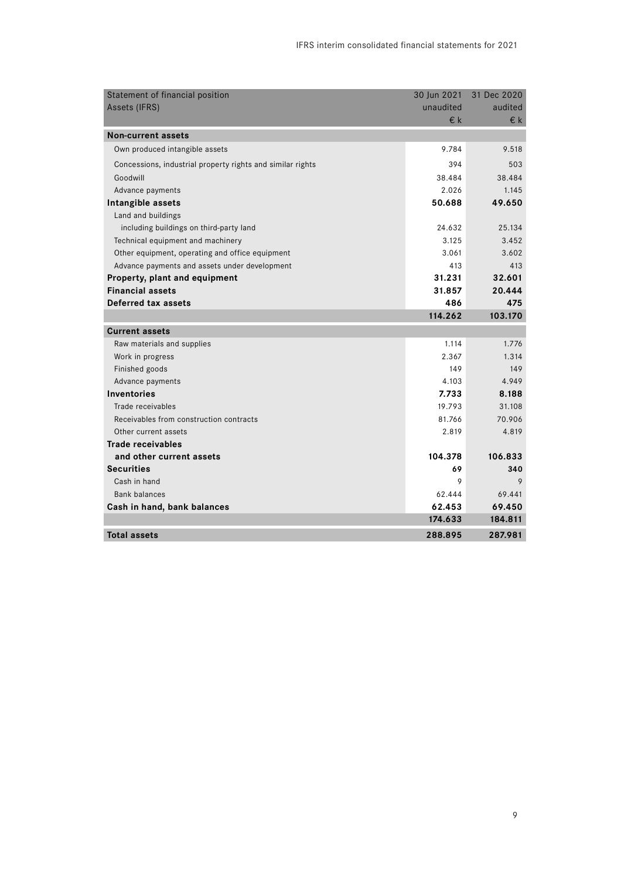| Statement of financial position<br>Assets (IFRS) | 30 Jun 2021<br>unaudited<br>€ k | 31 Dec 2020<br>audited<br>€ k |
|---|---|---|
| **Non-current assets** | | |
| Own produced intangible assets | 9.784 | 9.518 |
| Concessions, industrial property rights and similar rights | 394 | 503 |
| Goodwill | 38.484 | 38.484 |
| Advance payments | 2.026 | 1.145 |
| **Intangible assets** | **50.688** | **49.650** |
| Land and buildings including buildings on third-party land | 24.632 | 25.134 |
| Technical equipment and machinery | 3.125 | 3.452 |
| Other equipment, operating and office equipment | 3.061 | 3.602 |
| Advance payments and assets under development | 413 | 413 |
| **Property, plant and equipment** | **31.231** | **32.601** |
| **Financial assets** | **31.857** | **20.444** |
| **Deferred tax assets** | **486** | **475** |
| | **114.262** | **103.170** |
| **Current assets** | | |
| Raw materials and supplies | 1.114 | 1.776 |
| Work in progress | 2.367 | 1.314 |
| Finished goods | 149 | 149 |
| Advance payments | 4.103 | 4.949 |
| **Inventories** | **7.733** | **8.188** |
| Trade receivables | 19.793 | 31.108 |
| Receivables from construction contracts | 81.766 | 70.906 |
| Other current assets | 2.819 | 4.819 |
| **Trade receivables and other current assets** | **104.378** | **106.833** |
| **Securities** | **69** | **340** |
| Cash in hand | 9 | 9 |
| Bank balances | 62.444 | 69.441 |
| **Cash in hand, bank balances** | **62.453** | **69.450** |
| | **174.633** | **184.811** |
| **Total assets** | **288.895** | **287.981** |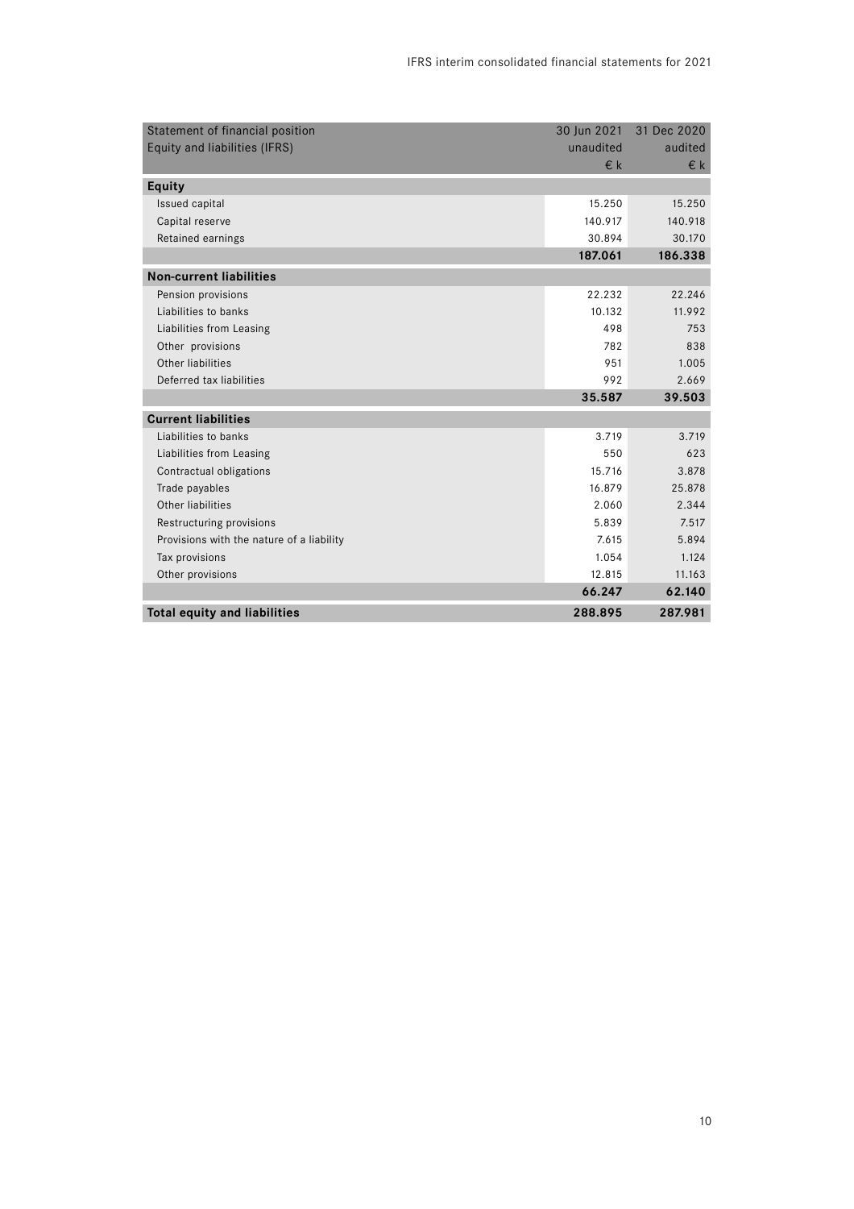| Statement of financial position<br>Equity and liabilities (IFRS) | 30 Jun 2021<br>unaudited<br>€ k | 31 Dec 2020<br>audited<br>€ k |
|---|---|---|
| **Equity** | | |
| Issued capital | 15.250 | 15.250 |
| Capital reserve | 140.917 | 140.918 |
| Retained earnings | 30.894 | 30.170 |
| | **187.061** | **186.338** |
| **Non-current liabilities** | | |
| Pension provisions | 22.232 | 22.246 |
| Liabilities to banks | 10.132 | 11.992 |
| Liabilities from Leasing | 498 | 753 |
| Other provisions | 782 | 838 |
| Other liabilities | 951 | 1.005 |
| Deferred tax liabilities | 992 | 2.669 |
| | **35.587** | **39.503** |
| **Current liabilities** | | |
| Liabilities to banks | 3.719 | 3.719 |
| Liabilities from Leasing | 550 | 623 |
| Contractual obligations | 15.716 | 3.878 |
| Trade payables | 16.879 | 25.878 |
| Other liabilities | 2.060 | 2.344 |
| Restructuring provisions | 5.839 | 7.517 |
| Provisions with the nature of a liability | 7.615 | 5.894 |
| Tax provisions | 1.054 | 1.124 |
| Other provisions | 12.815 | 11.163 |
| | **66.247** | **62.140** |
| **Total equity and liabilities** | **288.895** | **287.981** |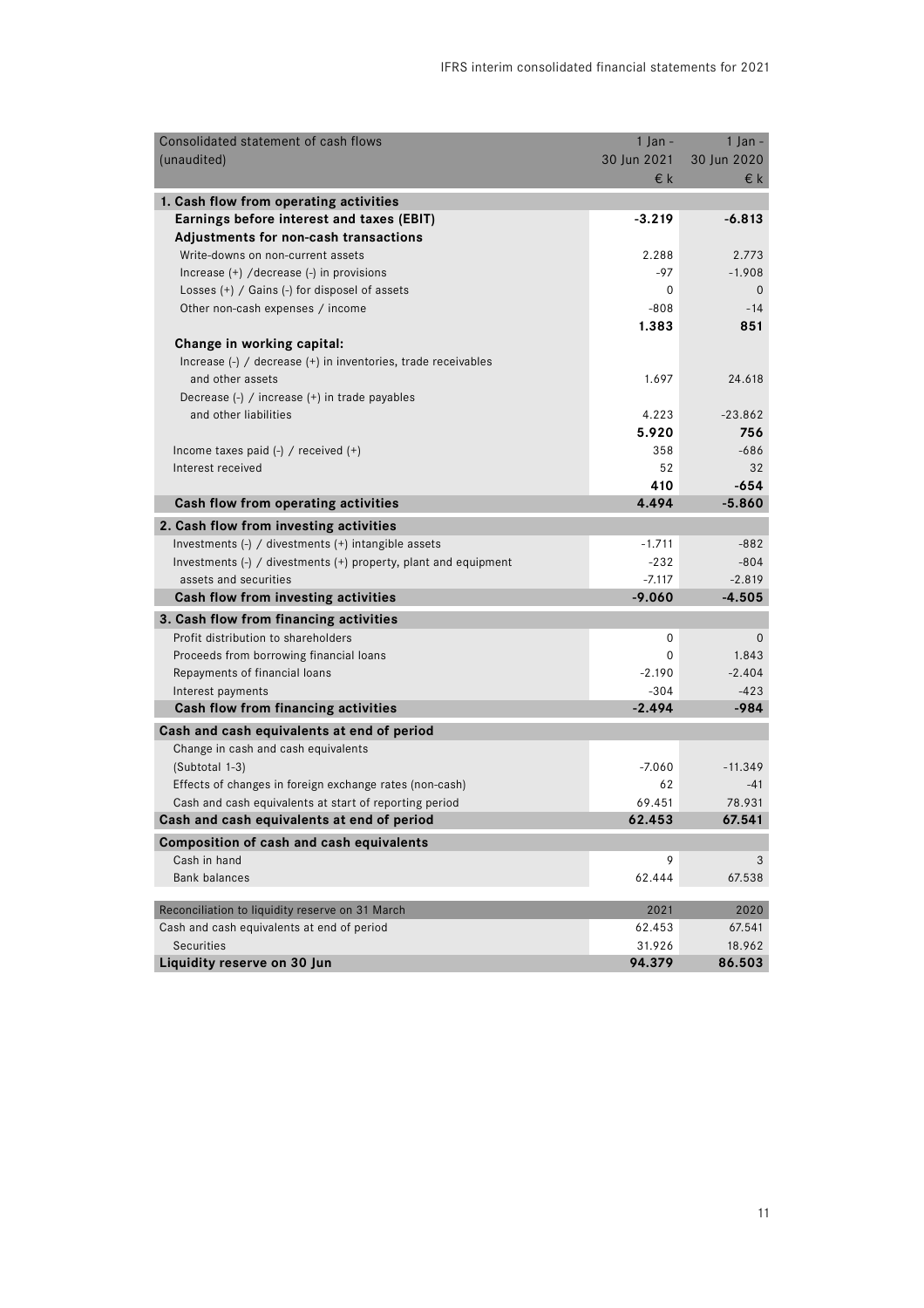| Consolidated statement of cash flows (unaudited) | 1 Jan - 30 Jun 2021 € k | 1 Jan - 30 Jun 2020 € k |
|---|---|---|
| **1. Cash flow from operating activities** | | |
| **Earnings before interest and taxes (EBIT)** | **-3.219** | **-6.813** |
| **Adjustments for non-cash transactions** | | |
| Write-downs on non-current assets | 2.288 | 2.773 |
| Increase (+) /decrease (-) in provisions | -97 | -1.908 |
| Losses (+) / Gains (-) for disposel of assets | 0 | 0 |
| Other non-cash expenses / income | -808 | -14 |
| | **1.383** | **851** |
| **Change in working capital:** | | |
| Increase (-) / decrease (+) in inventories, trade receivables and other assets | 1.697 | 24.618 |
| Decrease (-) / increase (+) in trade payables and other liabilities | 4.223 | -23.862 |
| | **5.920** | **756** |
| Income taxes paid (-) / received (+) | 358 | -686 |
| Interest received | 52 | 32 |
| | **410** | **-654** |
| **Cash flow from operating activities** | **4.494** | **-5.860** |
| **2. Cash flow from investing activities** | | |
| Investments (-) / divestments (+) intangible assets | -1.711 | -882 |
| Investments (-) / divestments (+) property, plant and equipment | -232 | -804 |
| assets and securities | -7.117 | -2.819 |
| **Cash flow from investing activities** | **-9.060** | **-4.505** |
| **3. Cash flow from financing activities** | | |
| Profit distribution to shareholders | 0 | 0 |
| Proceeds from borrowing financial loans | 0 | 1.843 |
| Repayments of financial loans | -2.190 | -2.404 |
| Interest payments | -304 | -423 |
| **Cash flow from financing activities** | **-2.494** | **-984** |
| **Cash and cash equivalents at end of period** | | |
| Change in cash and cash equivalents (Subtotal 1-3) | -7.060 | -11.349 |
| Effects of changes in foreign exchange rates (non-cash) | 62 | -41 |
| Cash and cash equivalents at start of reporting period | 69.451 | 78.931 |
| **Cash and cash equivalents at end of period** | **62.453** | **67.541** |
| **Composition of cash and cash equivalents** | | |
| Cash in hand | 9 | 3 |
| Bank balances | 62.444 | 67.538 |

| Reconciliation to liquidity reserve on 31 March | 2021 | 2020 |
|---|---|---|
| Cash and cash equivalents at end of period | 62.453 | 67.541 |
| Securities | 31.926 | 18.962 |
| **Liquidity reserve on 30 Jun** | **94.379** | **86.503** |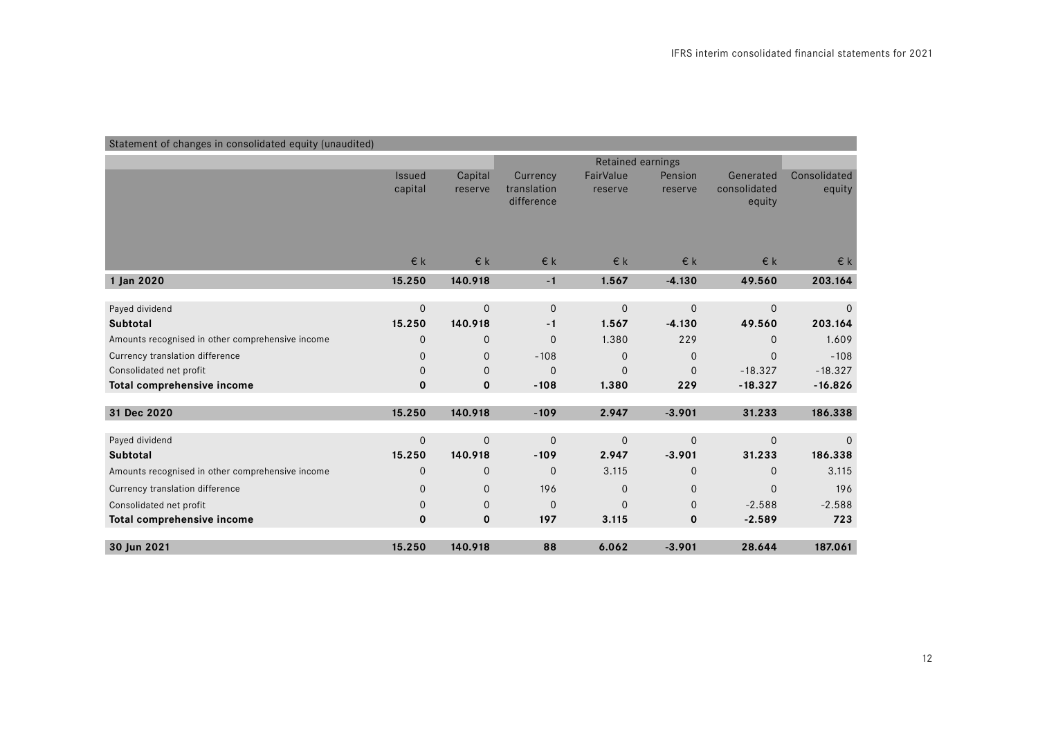Statement of changes in consolidated equity (unaudited)

| | Issued capital | Capital reserve | Retained earnings | | | | Consolidated equity |
|---|---|---|---|---|---|---|---|
| | | | Currency translation difference | FairValue reserve | Pension reserve | Generated consolidated equity | |
| | € k | € k | € k | € k | € k | € k | € k |
| **1 Jan 2020** | **15.250** | **140.918** | **-1** | **1.567** | **-4.130** | **49.560** | **203.164** |
| Payed dividend | 0 | 0 | 0 | 0 | 0 | 0 | 0 |
| **Subtotal** | **15.250** | **140.918** | **-1** | **1.567** | **-4.130** | **49.560** | **203.164** |
| Amounts recognised in other comprehensive income | 0 | 0 | 0 | 1.380 | 229 | 0 | 1.609 |
| Currency translation difference | 0 | 0 | -108 | 0 | 0 | 0 | -108 |
| Consolidated net profit | 0 | 0 | 0 | 0 | 0 | -18.327 | -18.327 |
| **Total comprehensive income** | **0** | **0** | **-108** | **1.380** | **229** | **-18.327** | **-16.826** |
| **31 Dec 2020** | **15.250** | **140.918** | **-109** | **2.947** | **-3.901** | **31.233** | **186.338** |
| Payed dividend | 0 | 0 | 0 | 0 | 0 | 0 | 0 |
| **Subtotal** | **15.250** | **140.918** | **-109** | **2.947** | **-3.901** | **31.233** | **186.338** |
| Amounts recognised in other comprehensive income | 0 | 0 | 0 | 3.115 | 0 | 0 | 3.115 |
| Currency translation difference | 0 | 0 | 196 | 0 | 0 | 0 | 196 |
| Consolidated net profit | 0 | 0 | 0 | 0 | 0 | -2.588 | -2.588 |
| **Total comprehensive income** | **0** | **0** | **197** | **3.115** | **0** | **-2.589** | **723** |
| **30 Jun 2021** | **15.250** | **140.918** | **88** | **6.062** | **-3.901** | **28.644** | **187.061** |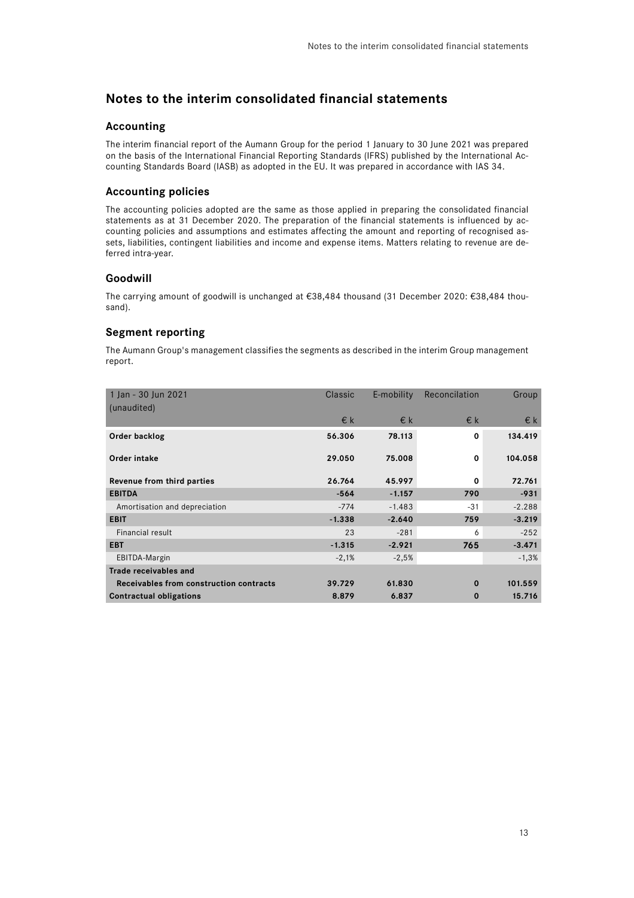# Notes to the interim consolidated financial statements

## Accounting

The interim financial report of the Aumann Group for the period 1 January to 30 June 2021 was prepared on the basis of the International Financial Reporting Standards (IFRS) published by the International Accounting Standards Board (IASB) as adopted in the EU. It was prepared in accordance with IAS 34.

## Accounting policies

The accounting policies adopted are the same as those applied in preparing the consolidated financial statements as at 31 December 2020. The preparation of the financial statements is influenced by accounting policies and assumptions and estimates affecting the amount and reporting of recognised assets, liabilities, contingent liabilities and income and expense items. Matters relating to revenue are deferred intra-year.

## Goodwill

The carrying amount of goodwill is unchanged at €38,484 thousand (31 December 2020: €38,484 thousand).

## Segment reporting

The Aumann Group's management classifies the segments as described in the interim Group management report.

| 1 Jan - 30 Jun 2021 (unaudited) | Classic | E-mobility | Reconcilation | Group |
|---|---|---|---|---|
| | € k | € k | € k | € k |
| **Order backlog** | **56.306** | **78.113** | **0** | **134.419** |
| **Order intake** | **29.050** | **75.008** | **0** | **104.058** |
| **Revenue from third parties** | **26.764** | **45.997** | **0** | **72.761** |
| **EBITDA** | **-564** | **-1.157** | **790** | **-931** |
| Amortisation and depreciation | -774 | -1.483 | -31 | -2.288 |
| **EBIT** | **-1.338** | **-2.640** | **759** | **-3.219** |
| Financial result | 23 | -281 | 6 | -252 |
| **EBT** | **-1.315** | **-2.921** | **765** | **-3.471** |
| EBITDA-Margin | -2,1% | -2,5% | | -1,3% |
| **Trade receivables and Receivables from construction contracts** | **39.729** | **61.830** | **0** | **101.559** |
| **Contractual obligations** | **8.879** | **6.837** | **0** | **15.716** |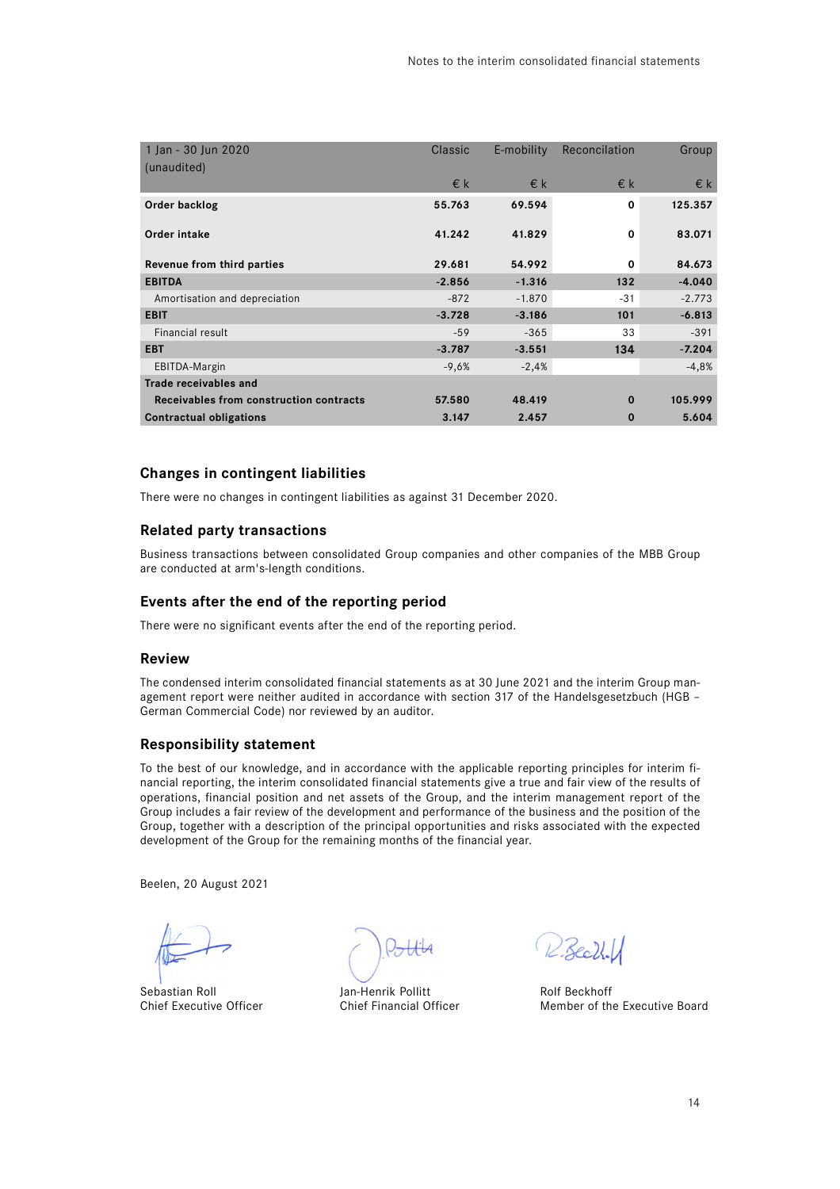| 1 Jan - 30 Jun 2020 (unaudited) | Classic | E-mobility | Reconcilation | Group |
|---|---|---|---|---|
| | € k | € k | € k | € k |
| **Order backlog** | **55.763** | **69.594** | **0** | **125.357** |
| **Order intake** | **41.242** | **41.829** | **0** | **83.071** |
| **Revenue from third parties** | **29.681** | **54.992** | **0** | **84.673** |
| **EBITDA** | **-2.856** | **-1.316** | **132** | **-4.040** |
| Amortisation and depreciation | -872 | -1.870 | -31 | -2.773 |
| **EBIT** | **-3.728** | **-3.186** | **101** | **-6.813** |
| Financial result | -59 | -365 | 33 | -391 |
| **EBT** | **-3.787** | **-3.551** | **134** | **-7.204** |
| EBITDA-Margin | -9,6% | -2,4% | | -4,8% |
| **Trade receivables and Receivables from construction contracts** | **57.580** | **48.419** | **0** | **105.999** |
| **Contractual obligations** | **3.147** | **2.457** | **0** | **5.604** |

## Changes in contingent liabilities

There were no changes in contingent liabilities as against 31 December 2020.

## Related party transactions

Business transactions between consolidated Group companies and other companies of the MBB Group are conducted at arm's-length conditions.

## Events after the end of the reporting period

There were no significant events after the end of the reporting period.

## Review

The condensed interim consolidated financial statements as at 30 June 2021 and the interim Group management report were neither audited in accordance with section 317 of the Handelsgesetzbuch (HGB – German Commercial Code) nor reviewed by an auditor.

## Responsibility statement

To the best of our knowledge, and in accordance with the applicable reporting principles for interim financial reporting, the interim consolidated financial statements give a true and fair view of the results of operations, financial position and net assets of the Group, and the interim management report of the Group includes a fair review of the development and performance of the business and the position of the Group, together with a description of the principal opportunities and risks associated with the expected development of the Group for the remaining months of the financial year.

Beelen, 20 August 2021

Sebastian Roll
Chief Executive Officer

Jan-Henrik Pollitt
Chief Financial Officer

Rolf Beckhoff
Member of the Executive Board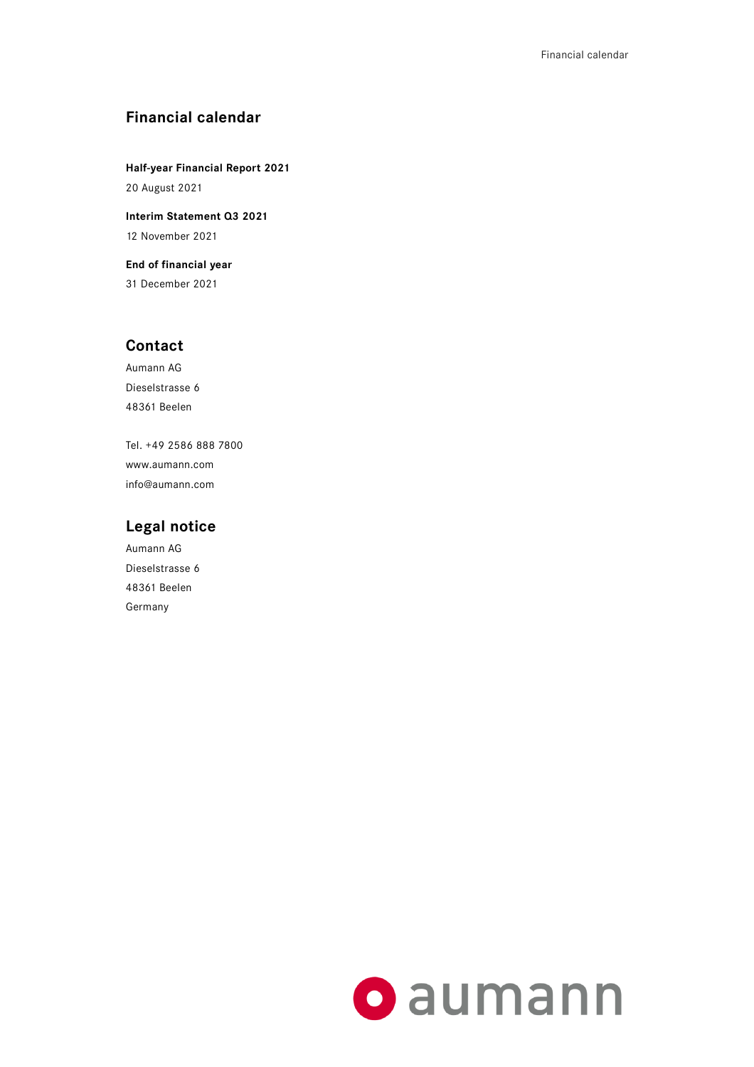## Financial calendar

**Half-year Financial Report 2021**
20 August 2021

**Interim Statement Q3 2021**
12 November 2021

**End of financial year**
31 December 2021

## Contact

Aumann AG
Dieselstrasse 6
48361 Beelen

Tel. +49 2586 888 7800
www.aumann.com
info@aumann.com

## Legal notice

Aumann AG
Dieselstrasse 6
48361 Beelen
Germany